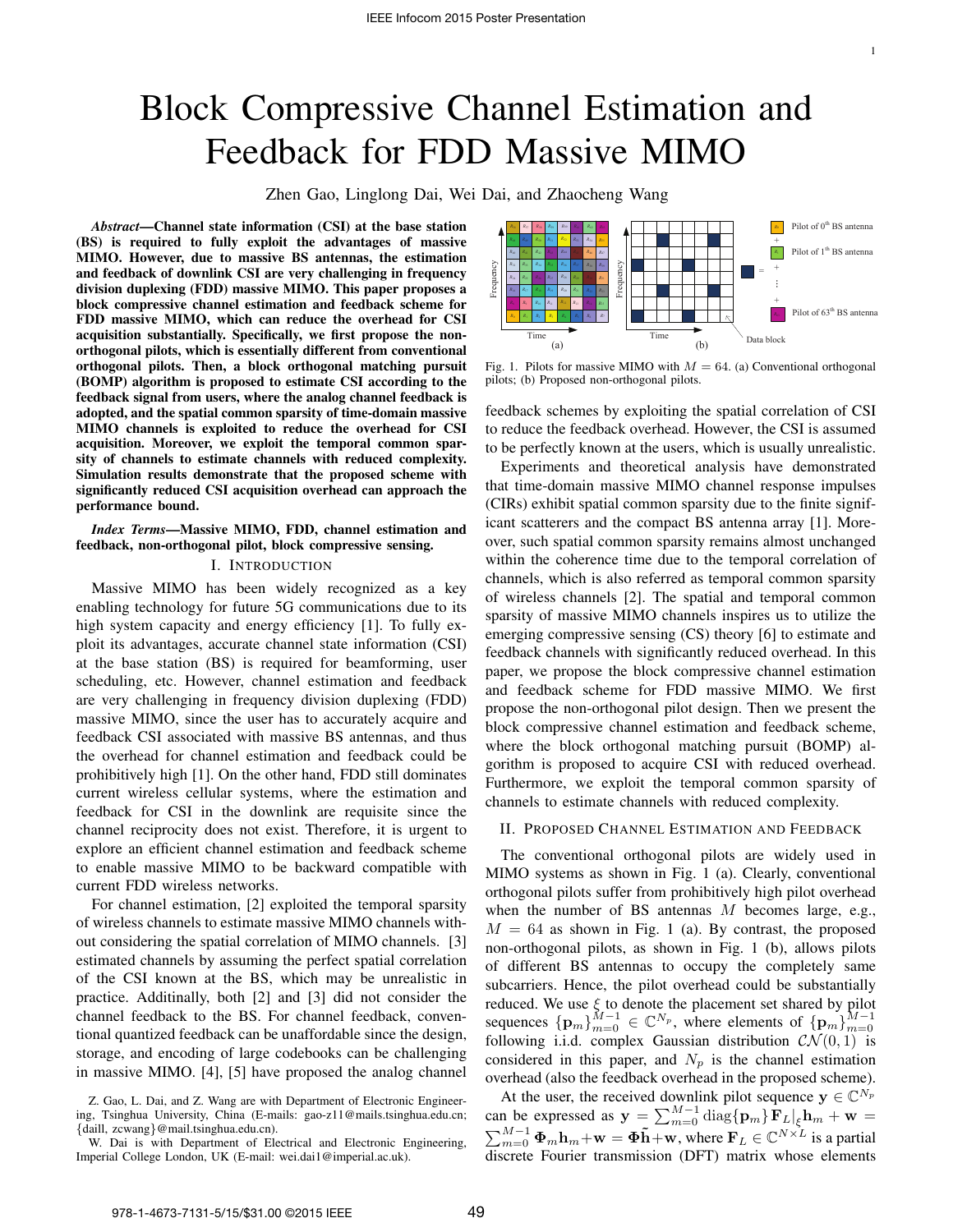# Block Compressive Channel Estimation and Feedback for FDD Massive MIMO

Zhen Gao, Linglong Dai, Wei Dai, and Zhaocheng Wang

***Abstract*—Channel state information (CSI) at the base station (BS) is required to fully exploit the advantages of massive MIMO. However, due to massive BS antennas, the estimation and feedback of downlink CSI are very challenging in frequency division duplexing (FDD) massive MIMO. This paper proposes a block compressive channel estimation and feedback scheme for FDD massive MIMO, which can reduce the overhead for CSI acquisition substantially. Specifically, we first propose the non-orthogonal pilots, which is essentially different from conventional orthogonal pilots. Then, a block orthogonal matching pursuit (BOMP) algorithm is proposed to estimate CSI according to the feedback signal from users, where the analog channel feedback is adopted, and the spatial common sparsity of time-domain massive MIMO channels is exploited to reduce the overhead for CSI acquisition. Moreover, we exploit the temporal common sparsity of channels to estimate channels with reduced complexity. Simulation results demonstrate that the proposed scheme with significantly reduced CSI acquisition overhead can approach the performance bound.**

***Index Terms*—Massive MIMO, FDD, channel estimation and feedback, non-orthogonal pilot, block compressive sensing.**

## I. Introduction

Massive MIMO has been widely recognized as a key enabling technology for future 5G communications due to its high system capacity and energy efficiency [1]. To fully exploit its advantages, accurate channel state information (CSI) at the base station (BS) is required for beamforming, user scheduling, etc. However, channel estimation and feedback are very challenging in frequency division duplexing (FDD) massive MIMO, since the user has to accurately acquire and feedback CSI associated with massive BS antennas, and thus the overhead for channel estimation and feedback could be prohibitively high [1]. On the other hand, FDD still dominates current wireless cellular systems, where the estimation and feedback for CSI in the downlink are requisite since the channel reciprocity does not exist. Therefore, it is urgent to explore an efficient channel estimation and feedback scheme to enable massive MIMO to be backward compatible with current FDD wireless networks.

For channel estimation, [2] exploited the temporal sparsity of wireless channels to estimate massive MIMO channels without considering the spatial correlation of MIMO channels. [3] estimated channels by assuming the perfect spatial correlation of the CSI known at the BS, which may be unrealistic in practice. Additinally, both [2] and [3] did not consider the channel feedback to the BS. For channel feedback, conventional quantized feedback can be unaffordable since the design, storage, and encoding of large codebooks can be challenging in massive MIMO. [4], [5] have proposed the analog channel feedback schemes by exploiting the spatial correlation of CSI to reduce the feedback overhead. However, the CSI is assumed to be perfectly known at the users, which is usually unrealistic.

Experiments and theoretical analysis have demonstrated that time-domain massive MIMO channel response impulses (CIRs) exhibit spatial common sparsity due to the finite significant scatterers and the compact BS antenna array [1]. Moreover, such spatial common sparsity remains almost unchanged within the coherence time due to the temporal correlation of channels, which is also referred as temporal common sparsity of wireless channels [2]. The spatial and temporal common sparsity of massive MIMO channels inspires us to utilize the emerging compressive sensing (CS) theory [6] to estimate and feedback channels with significantly reduced overhead. In this paper, we propose the block compressive channel estimation and feedback scheme for FDD massive MIMO. We first propose the non-orthogonal pilot design. Then we present the block compressive channel estimation and feedback scheme, where the block orthogonal matching pursuit (BOMP) algorithm is proposed to acquire CSI with reduced overhead. Furthermore, we exploit the temporal common sparsity of channels to estimate channels with reduced complexity.

Z. Gao, L. Dai, and Z. Wang are with Department of Electronic Engineering, Tsinghua University, China (E-mails: gao-zl1@mails.tsinghua.edu.cn; {daill, zcwang}@mail.tsinghua.edu.cn).

W. Dai is with Department of Electrical and Electronic Engineering, Imperial College London, UK (E-mail: wei.dai1@imperial.ac.uk).

Fig. 1. Pilots for massive MIMO with $M = 64$. (a) Conventional orthogonal pilots; (b) Proposed non-orthogonal pilots.

## II. Proposed Channel Estimation and Feedback

The conventional orthogonal pilots are widely used in MIMO systems as shown in Fig. 1 (a). Clearly, conventional orthogonal pilots suffer from prohibitively high pilot overhead when the number of BS antennas $M$ becomes large, e.g., $M = 64$ as shown in Fig. 1 (a). By contrast, the proposed non-orthogonal pilots, as shown in Fig. 1 (b), allows pilots of different BS antennas to occupy the completely same subcarriers. Hence, the pilot overhead could be substantially reduced. We use $\xi$ to denote the placement set shared by pilot sequences $\{\mathbf{p}_m\}_{m=0}^{M-1} \in \mathbb{C}^{N_p}$, where elements of $\{\mathbf{p}_m\}_{m=0}^{M-1}$ following i.i.d. complex Gaussian distribution $\mathcal{CN}(0,1)$ is considered in this paper, and $N_p$ is the channel estimation overhead (also the feedback overhead in the proposed scheme).

At the user, the received downlink pilot sequence $\mathbf{y} \in \mathbb{C}^{N_p}$ can be expressed as $\mathbf{y} = \sum_{m=0}^{M-1} \mathrm{diag}\{\mathbf{p}_m\} \mathbf{F}_L|_{\xi} \mathbf{h}_m + \mathbf{w} = \sum_{m=0}^{M-1} \mathbf{\Phi}_m \mathbf{h}_m + \mathbf{w} = \mathbf{\Phi}\tilde{\mathbf{h}} + \mathbf{w}$, where $\mathbf{F}_L \in \mathbb{C}^{N \times L}$ is a partial discrete Fourier transmission (DFT) matrix whose elements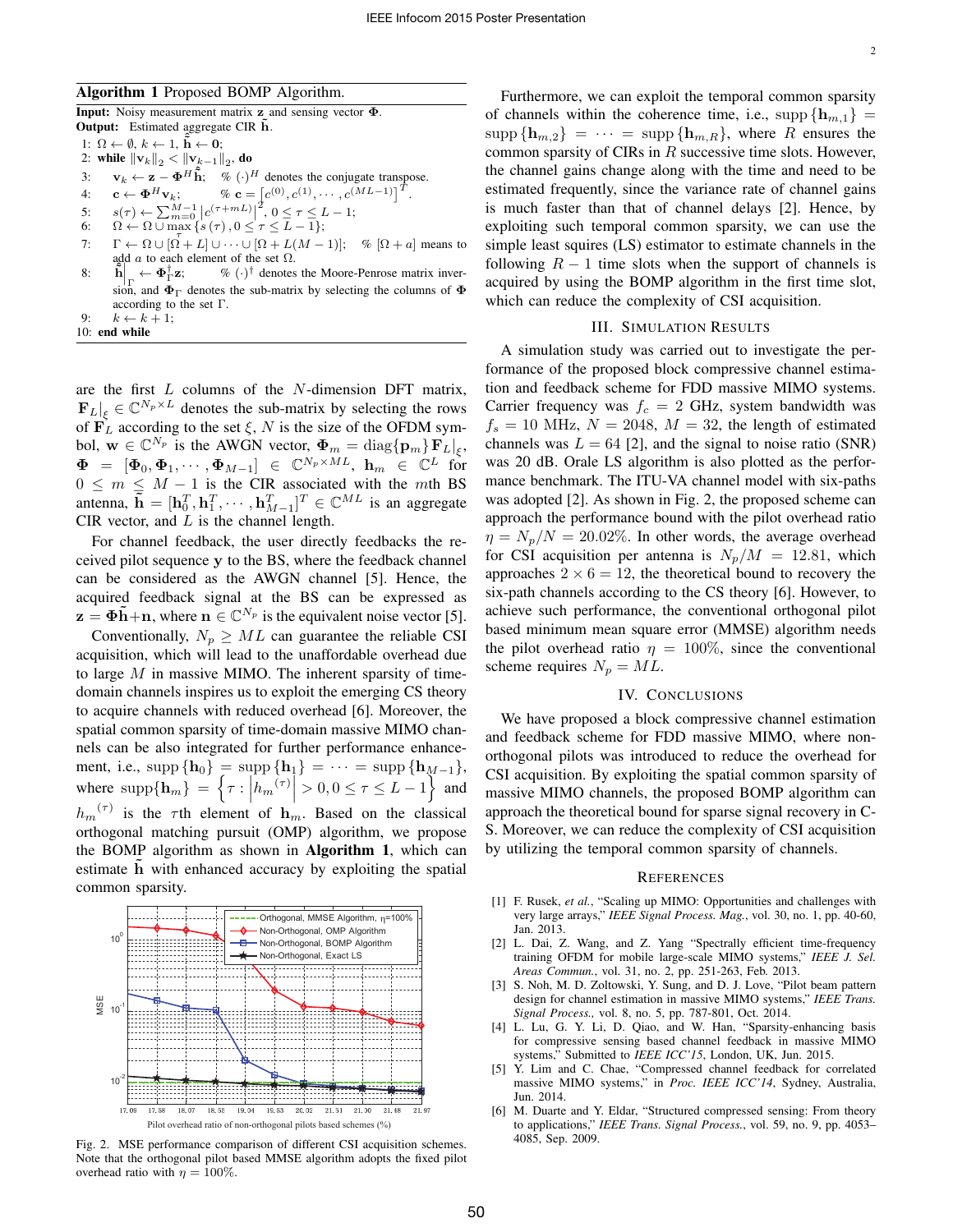**Algorithm 1** Proposed BOMP Algorithm.

**Input:** Noisy measurement matrix $\mathbf{z}$ and sensing vector $\mathbf{\Phi}$.
**Output:** Estimated aggregate CIR $\tilde{\mathbf{h}}$.

1: $\Omega \leftarrow \emptyset$, $k \leftarrow 1$, $\hat{\tilde{\mathbf{h}}} \leftarrow \mathbf{0}$;
2: **while** $\|\mathbf{v}_k\|_2 < \|\mathbf{v}_{k-1}\|_2$, **do**
3: $\quad \mathbf{v}_k \leftarrow \mathbf{z} - \mathbf{\Phi}^H \hat{\tilde{\mathbf{h}}}$; % $(\cdot)^H$ denotes the conjugate transpose.
4: $\quad \mathbf{c} \leftarrow \mathbf{\Phi}^H \mathbf{v}_k$; % $\mathbf{c} = \left[c^{(0)}, c^{(1)}, \cdots, c^{(ML-1)}\right]^T$.
5: $\quad s(\tau) \leftarrow \sum_{m=0}^{M-1} \left|c^{(\tau+mL)}\right|^2$, $0 \le \tau \le L-1$;
6: $\quad \Omega \leftarrow \Omega \cup \max_{\tau} \{s(\tau), 0 \le \tau \le L-1\}$;
7: $\quad \Gamma \leftarrow \Omega \cup [\Omega + L] \cup \cdots \cup [\Omega + L(M-1)]$; % $[\Omega + a]$ means to add $a$ to each element of the set $\Omega$.
8: $\quad \hat{\tilde{\mathbf{h}}}\Big|_{\Gamma} \leftarrow \mathbf{\Phi}_{\Gamma}^{\dagger} \mathbf{z}$; % $(\cdot)^{\dagger}$ denotes the Moore-Penrose matrix inversion, and $\mathbf{\Phi}_{\Gamma}$ denotes the sub-matrix by selecting the columns of $\mathbf{\Phi}$ according to the set $\Gamma$.
9: $\quad k \leftarrow k + 1$;
10: **end while**

are the first $L$ columns of the $N$-dimension DFT matrix, $\mathbf{F}_L|_{\xi} \in \mathbb{C}^{N_p \times L}$ denotes the sub-matrix by selecting the rows of $\mathbf{F}_L$ according to the set $\xi$, $N$ is the size of the OFDM symbol, $\mathbf{w} \in \mathbb{C}^{N_p}$ is the AWGN vector, $\mathbf{\Phi}_m = \mathrm{diag}\{\mathbf{p}_m\} \mathbf{F}_L|_{\xi}$, $\mathbf{\Phi} = [\mathbf{\Phi}_0, \mathbf{\Phi}_1, \cdots, \mathbf{\Phi}_{M-1}] \in \mathbb{C}^{N_p \times ML}$, $\mathbf{h}_m \in \mathbb{C}^L$ for $0 \le m \le M-1$ is the CIR associated with the $m$th BS antenna, $\tilde{\mathbf{h}} = [\mathbf{h}_0^T, \mathbf{h}_1^T, \cdots, \mathbf{h}_{M-1}^T]^T \in \mathbb{C}^{ML}$ is an aggregate CIR vector, and $L$ is the channel length.

For channel feedback, the user directly feedbacks the received pilot sequence $\mathbf{y}$ to the BS, where the feedback channel can be considered as the AWGN channel [5]. Hence, the acquired feedback signal at the BS can be expressed as $\mathbf{z} = \mathbf{\Phi}\tilde{\mathbf{h}} + \mathbf{n}$, where $\mathbf{n} \in \mathbb{C}^{N_p}$ is the equivalent noise vector [5].

Conventionally, $N_p \ge ML$ can guarantee the reliable CSI acquisition, which will lead to the unaffordable overhead due to large $M$ in massive MIMO. The inherent sparsity of time-domain channels inspires us to exploit the emerging CS theory to acquire channels with reduced overhead [6]. Moreover, the spatial common sparsity of time-domain massive MIMO channels can be also integrated for further performance enhancement, i.e., $\mathrm{supp}\{\mathbf{h}_0\} = \mathrm{supp}\{\mathbf{h}_1\} = \cdots = \mathrm{supp}\{\mathbf{h}_{M-1}\}$, where $\mathrm{supp}\{\mathbf{h}_m\} = \left\{\tau : \left|h_m{}^{(\tau)}\right| > 0, 0 \le \tau \le L-1\right\}$ and $h_m{}^{(\tau)}$ is the $\tau$th element of $\mathbf{h}_m$. Based on the classical orthogonal matching pursuit (OMP) algorithm, we propose the BOMP algorithm as shown in **Algorithm 1**, which can estimate $\tilde{\mathbf{h}}$ with enhanced accuracy by exploiting the spatial common sparsity.

Orthogonal, MMSE Algorithm, η=100%
Non-Orthogonal, OMP Algorithm
Non-Orthogonal, BOMP Algorithm
Non-Orthogonal, Exact LS
MSE
10^0
10^-1
10^-2
17.09 17.58 18.07 18.55 19.04 19.53 20.02 20.51 21.00 21.48 21.97
Pilot overhead ratio of non-orthogonal pilots based schemes (%)

Fig. 2. MSE performance comparison of different CSI acquisition schemes. Note that the orthogonal pilot based MMSE algorithm adopts the fixed pilot overhead ratio with $\eta = 100\%$.

Furthermore, we can exploit the temporal common sparsity of channels within the coherence time, i.e., $\mathrm{supp}\{\mathbf{h}_{m,1}\} = \mathrm{supp}\{\mathbf{h}_{m,2}\} = \cdots = \mathrm{supp}\{\mathbf{h}_{m,R}\}$, where $R$ ensures the common sparsity of CIRs in $R$ successive time slots. However, the channel gains change along with the time and need to be estimated frequently, since the variance rate of channel gains is much faster than that of channel delays [2]. Hence, by exploiting such temporal common sparsity, we can use the simple least squires (LS) estimator to estimate channels in the following $R-1$ time slots when the support of channels is acquired by using the BOMP algorithm in the first time slot, which can reduce the complexity of CSI acquisition.

## III. Simulation Results

A simulation study was carried out to investigate the performance of the proposed block compressive channel estimation and feedback scheme for FDD massive MIMO systems. Carrier frequency was $f_c = 2$ GHz, system bandwidth was $f_s = 10$ MHz, $N = 2048$, $M = 32$, the length of estimated channels was $L = 64$ [2], and the signal to noise ratio (SNR) was 20 dB. Orale LS algorithm is also plotted as the performance benchmark. The ITU-VA channel model with six-paths was adopted [2]. As shown in Fig. 2, the proposed scheme can approach the performance bound with the pilot overhead ratio $\eta = N_p/N = 20.02\%$. In other words, the average overhead for CSI acquisition per antenna is $N_p/M = 12.81$, which approaches $2 \times 6 = 12$, the theoretical bound to recovery the six-path channels according to the CS theory [6]. However, to achieve such performance, the conventional orthogonal pilot based minimum mean square error (MMSE) algorithm needs the pilot overhead ratio $\eta = 100\%$, since the conventional scheme requires $N_p = ML$.

## IV. Conclusions

We have proposed a block compressive channel estimation and feedback scheme for FDD massive MIMO, where non-orthogonal pilots was introduced to reduce the overhead for CSI acquisition. By exploiting the spatial common sparsity of massive MIMO channels, the proposed BOMP algorithm can approach the theoretical bound for sparse signal recovery in C-S. Moreover, we can reduce the complexity of CSI acquisition by utilizing the temporal common sparsity of channels.

## References

[1] F. Rusek, *et al.*, "Scaling up MIMO: Opportunities and challenges with very large arrays," *IEEE Signal Process. Mag.*, vol. 30, no. 1, pp. 40-60, Jan. 2013.

[2] L. Dai, Z. Wang, and Z. Yang "Spectrally efficient time-frequency training OFDM for mobile large-scale MIMO systems," *IEEE J. Sel. Areas Commun.*, vol. 31, no. 2, pp. 251-263, Feb. 2013.

[3] S. Noh, M. D. Zoltowski, Y. Sung, and D. J. Love, "Pilot beam pattern design for channel estimation in massive MIMO systems," *IEEE Trans. Signal Process.,* vol. 8, no. 5, pp. 787-801, Oct. 2014.

[4] L. Lu, G. Y. Li, D. Qiao, and W. Han, "Sparsity-enhancing basis for compressive sensing based channel feedback in massive MIMO systems," Submitted to *IEEE ICC'15*, London, UK, Jun. 2015.

[5] Y. Lim and C. Chae, "Compressed channel feedback for correlated massive MIMO systems," in *Proc. IEEE ICC'14*, Sydney, Australia, Jun. 2014.

[6] M. Duarte and Y. Eldar, "Structured compressed sensing: From theory to applications," *IEEE Trans. Signal Process.*, vol. 59, no. 9, pp. 4053–4085, Sep. 2009.